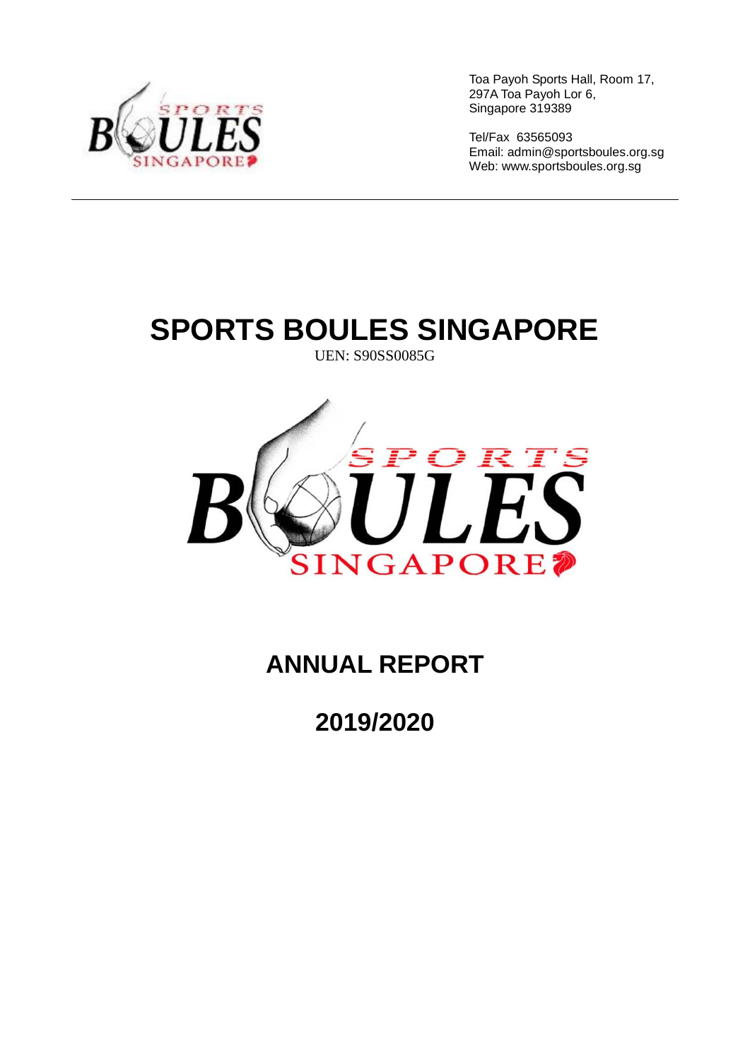Toa Payoh Sports Hall, Room 17,
297A Toa Payoh Lor 6,
Singapore 319389

Tel/Fax 63565093
Email: admin@sportsboules.org.sg
Web: www.sportsboules.org.sg

---

# SPORTS BOULES SINGAPORE

UEN: S90SS0085G

# ANNUAL REPORT

# 2019/2020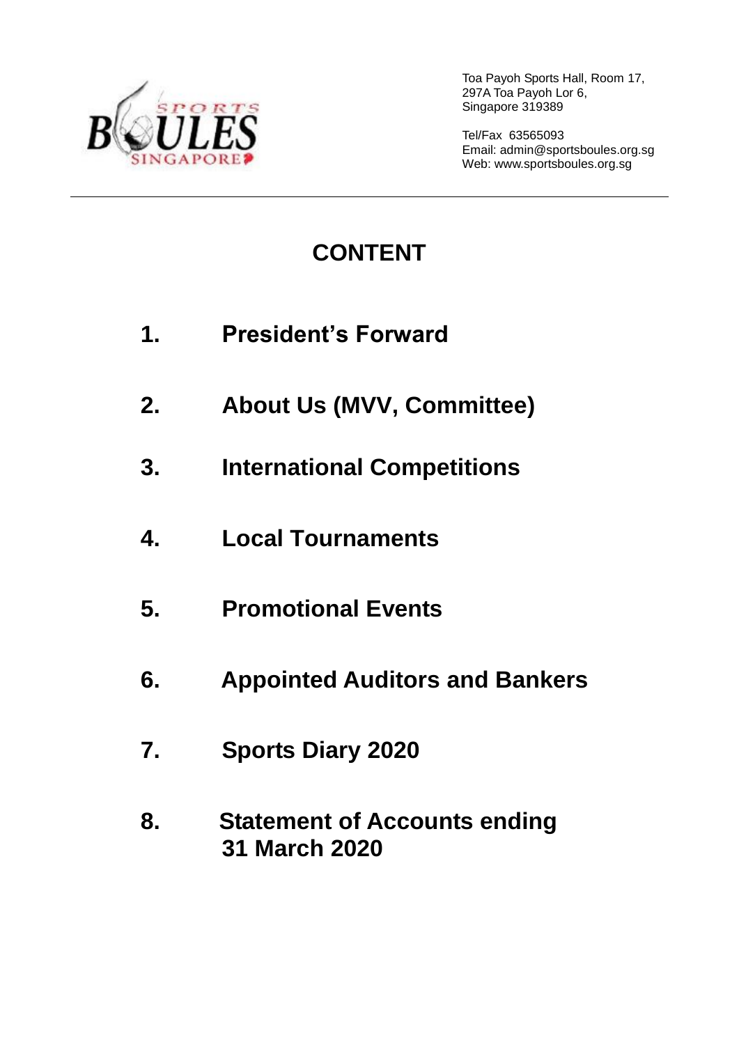Toa Payoh Sports Hall, Room 17,
297A Toa Payoh Lor 6,
Singapore 319389

Tel/Fax 63565093
Email: admin@sportsboules.org.sg
Web: www.sportsboules.org.sg

---

# CONTENT

1. **President's Forward**
2. **About Us (MVV, Committee)**
3. **International Competitions**
4. **Local Tournaments**
5. **Promotional Events**
6. **Appointed Auditors and Bankers**
7. **Sports Diary 2020**
8. **Statement of Accounts ending 31 March 2020**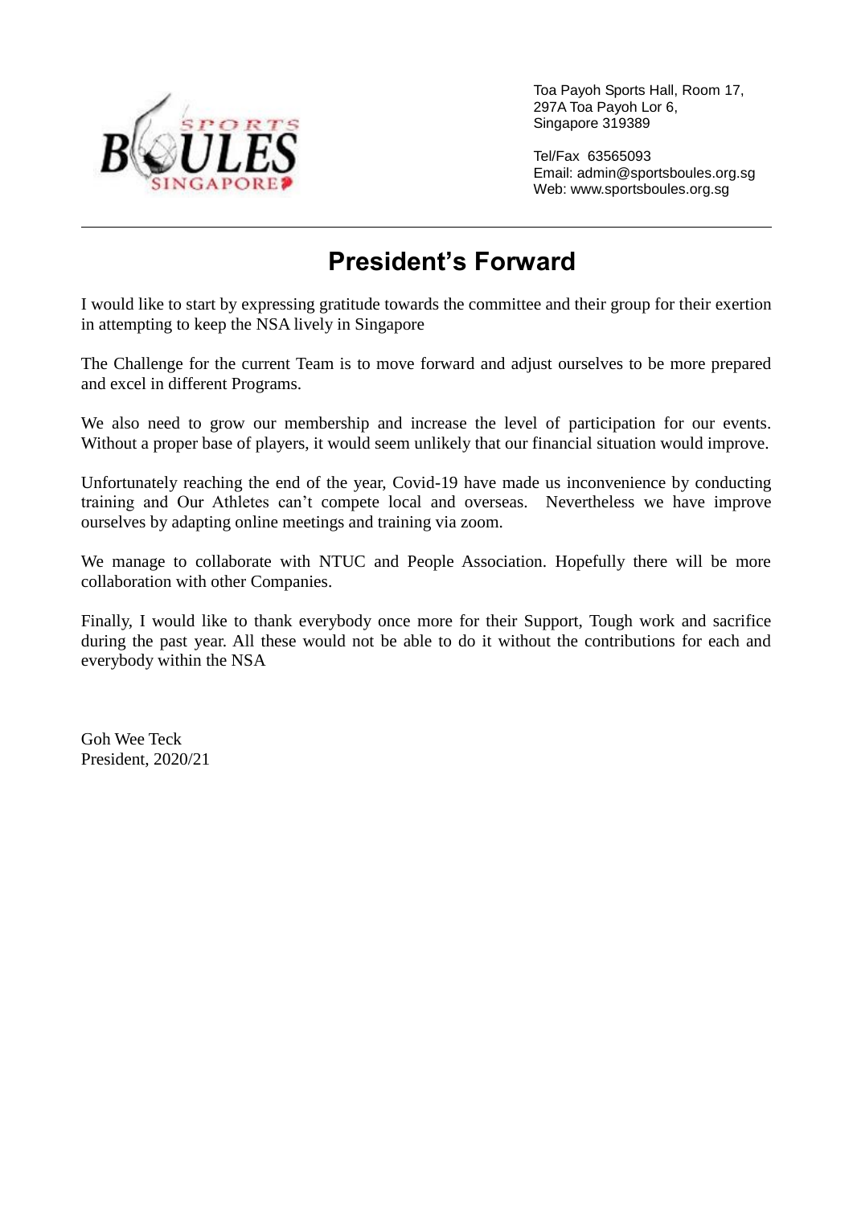Toa Payoh Sports Hall, Room 17,
297A Toa Payoh Lor 6,
Singapore 319389

Tel/Fax 63565093
Email: admin@sportsboules.org.sg
Web: www.sportsboules.org.sg

# President's Forward

I would like to start by expressing gratitude towards the committee and their group for their exertion in attempting to keep the NSA lively in Singapore

The Challenge for the current Team is to move forward and adjust ourselves to be more prepared and excel in different Programs.

We also need to grow our membership and increase the level of participation for our events. Without a proper base of players, it would seem unlikely that our financial situation would improve.

Unfortunately reaching the end of the year, Covid-19 have made us inconvenience by conducting training and Our Athletes can't compete local and overseas. Nevertheless we have improve ourselves by adapting online meetings and training via zoom.

We manage to collaborate with NTUC and People Association. Hopefully there will be more collaboration with other Companies.

Finally, I would like to thank everybody once more for their Support, Tough work and sacrifice during the past year. All these would not be able to do it without the contributions for each and everybody within the NSA

Goh Wee Teck
President, 2020/21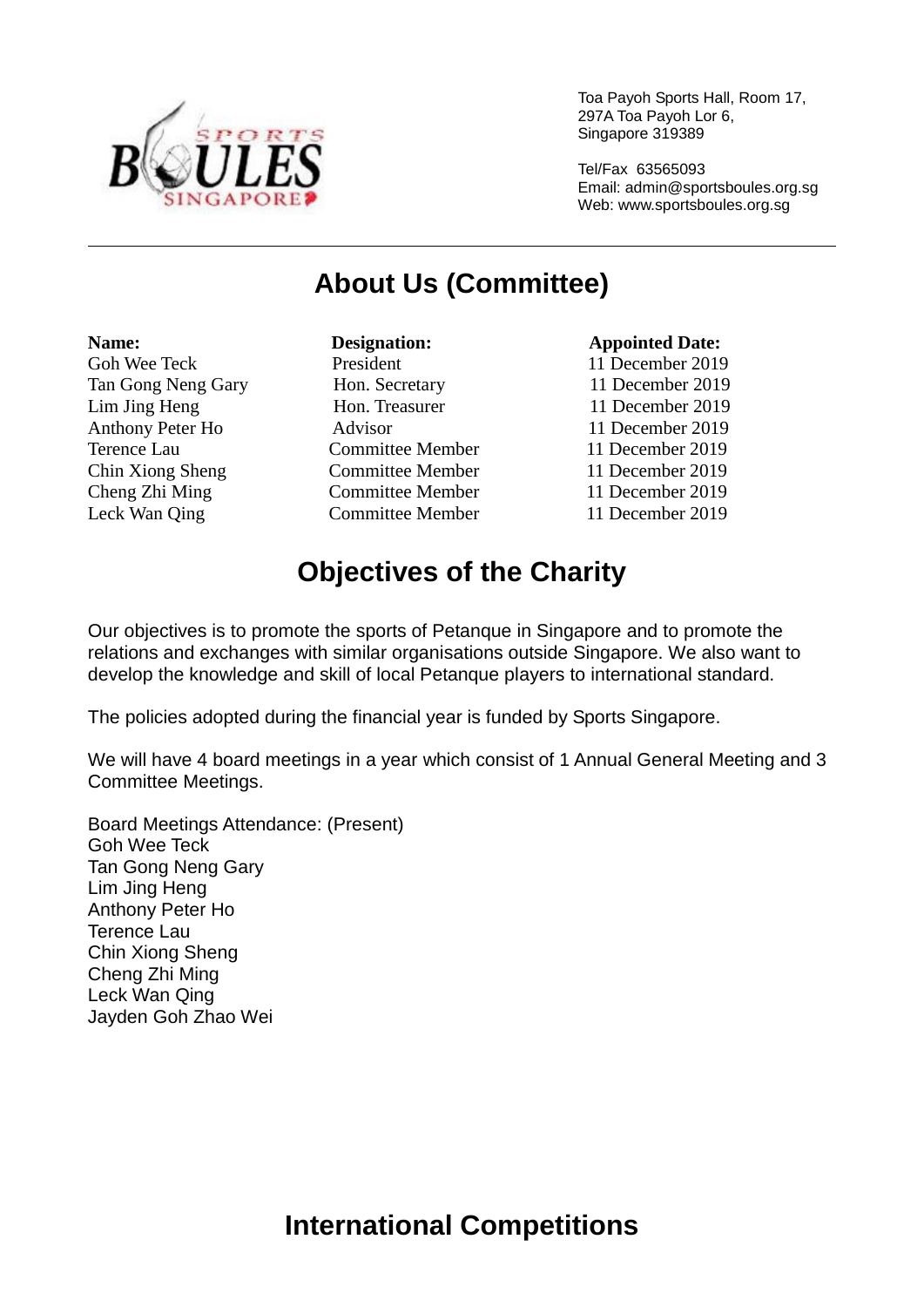Toa Payoh Sports Hall, Room 17,
297A Toa Payoh Lor 6,
Singapore 319389

Tel/Fax 63565093
Email: admin@sportsboules.org.sg
Web: www.sportsboules.org.sg

# About Us (Committee)

| **Name:** | **Designation:** | **Appointed Date:** |
|---|---|---|
| Goh Wee Teck | President | 11 December 2019 |
| Tan Gong Neng Gary | Hon. Secretary | 11 December 2019 |
| Lim Jing Heng | Hon. Treasurer | 11 December 2019 |
| Anthony Peter Ho | Advisor | 11 December 2019 |
| Terence Lau | Committee Member | 11 December 2019 |
| Chin Xiong Sheng | Committee Member | 11 December 2019 |
| Cheng Zhi Ming | Committee Member | 11 December 2019 |
| Leck Wan Qing | Committee Member | 11 December 2019 |

# Objectives of the Charity

Our objectives is to promote the sports of Petanque in Singapore and to promote the relations and exchanges with similar organisations outside Singapore. We also want to develop the knowledge and skill of local Petanque players to international standard.

The policies adopted during the financial year is funded by Sports Singapore.

We will have 4 board meetings in a year which consist of 1 Annual General Meeting and 3 Committee Meetings.

Board Meetings Attendance: (Present)
Goh Wee Teck
Tan Gong Neng Gary
Lim Jing Heng
Anthony Peter Ho
Terence Lau
Chin Xiong Sheng
Cheng Zhi Ming
Leck Wan Qing
Jayden Goh Zhao Wei

# International Competitions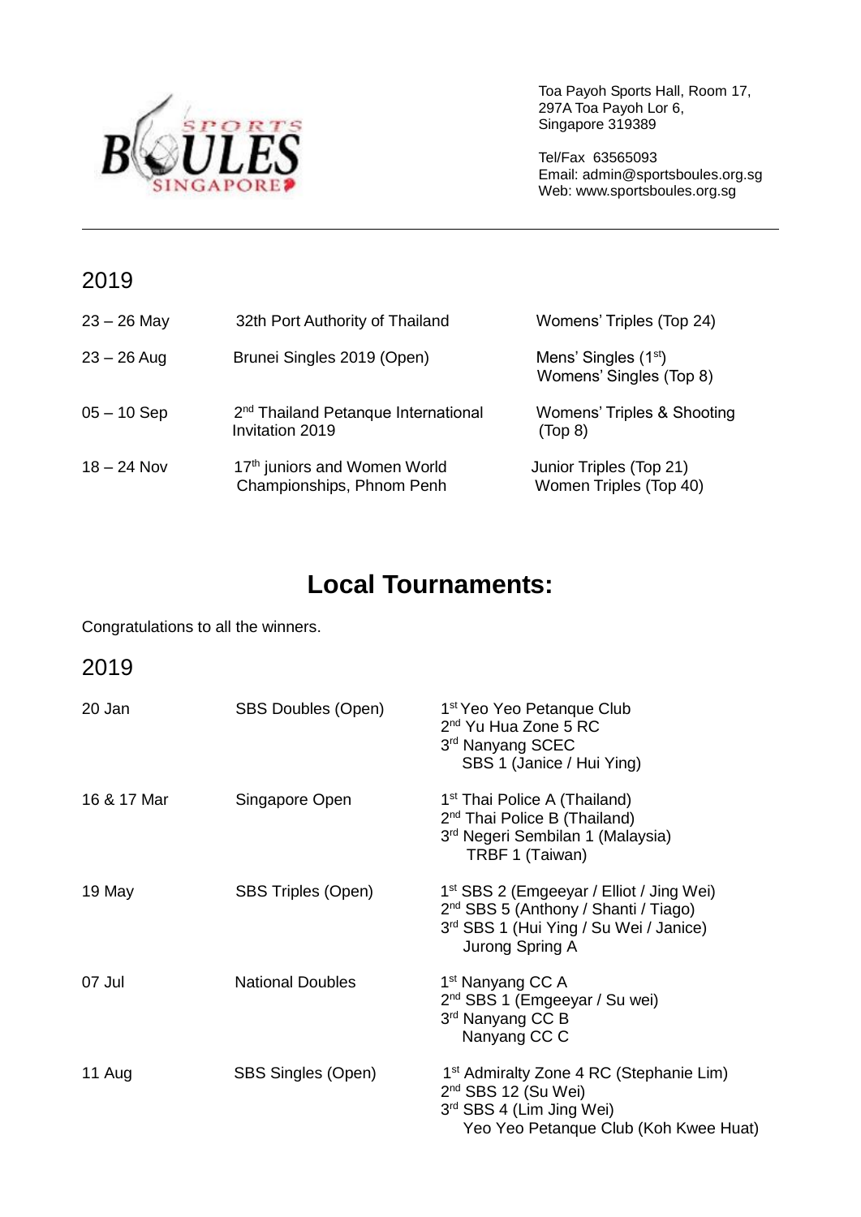Toa Payoh Sports Hall, Room 17,
297A Toa Payoh Lor 6,
Singapore 319389

Tel/Fax 63565093
Email: admin@sportsboules.org.sg
Web: www.sportsboules.org.sg

---

## 2019

| | | |
|---|---|---|
| 23 – 26 May | 32th Port Authority of Thailand | Womens' Triples (Top 24) |
| 23 – 26 Aug | Brunei Singles 2019 (Open) | Mens' Singles (1st)<br>Womens' Singles (Top 8) |
| 05 – 10 Sep | 2nd Thailand Petanque International Invitation 2019 | Womens' Triples & Shooting (Top 8) |
| 18 – 24 Nov | 17th juniors and Women World Championships, Phnom Penh | Junior Triples (Top 21)<br>Women Triples (Top 40) |

# Local Tournaments:

Congratulations to all the winners.

## 2019

| | | |
|---|---|---|
| 20 Jan | SBS Doubles (Open) | 1st Yeo Yeo Petanque Club<br>2nd Yu Hua Zone 5 RC<br>3rd Nanyang SCEC<br>SBS 1 (Janice / Hui Ying) |
| 16 & 17 Mar | Singapore Open | 1st Thai Police A (Thailand)<br>2nd Thai Police B (Thailand)<br>3rd Negeri Sembilan 1 (Malaysia)<br>TRBF 1 (Taiwan) |
| 19 May | SBS Triples (Open) | 1st SBS 2 (Emgeeyar / Elliot / Jing Wei)<br>2nd SBS 5 (Anthony / Shanti / Tiago)<br>3rd SBS 1 (Hui Ying / Su Wei / Janice)<br>Jurong Spring A |
| 07 Jul | National Doubles | 1st Nanyang CC A<br>2nd SBS 1 (Emgeeyar / Su wei)<br>3rd Nanyang CC B<br>Nanyang CC C |
| 11 Aug | SBS Singles (Open) | 1st Admiralty Zone 4 RC (Stephanie Lim)<br>2nd SBS 12 (Su Wei)<br>3rd SBS 4 (Lim Jing Wei)<br>Yeo Yeo Petanque Club (Koh Kwee Huat) |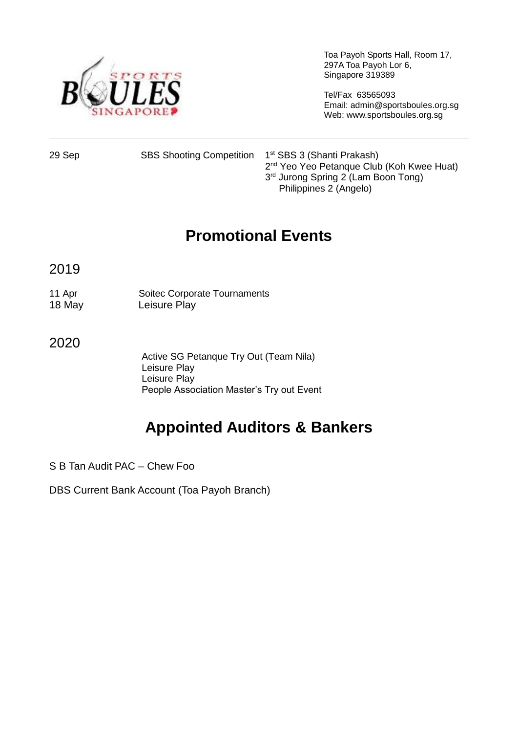| | | |
|---|---|---|
| 29 Sep | SBS Shooting Competition | 1st SBS 3 (Shanti Prakash)<br>2nd Yeo Yeo Petanque Club (Koh Kwee Huat)<br>3rd Jurong Spring 2 (Lam Boon Tong)<br>Philippines 2 (Angelo) |

## Promotional Events

### 2019

| | |
|---|---|
| 11 Apr | Soitec Corporate Tournaments |
| 18 May | Leisure Play |

### 2020

Active SG Petanque Try Out (Team Nila)
Leisure Play
Leisure Play
People Association Master's Try out Event

## Appointed Auditors & Bankers

S B Tan Audit PAC – Chew Foo

DBS Current Bank Account (Toa Payoh Branch)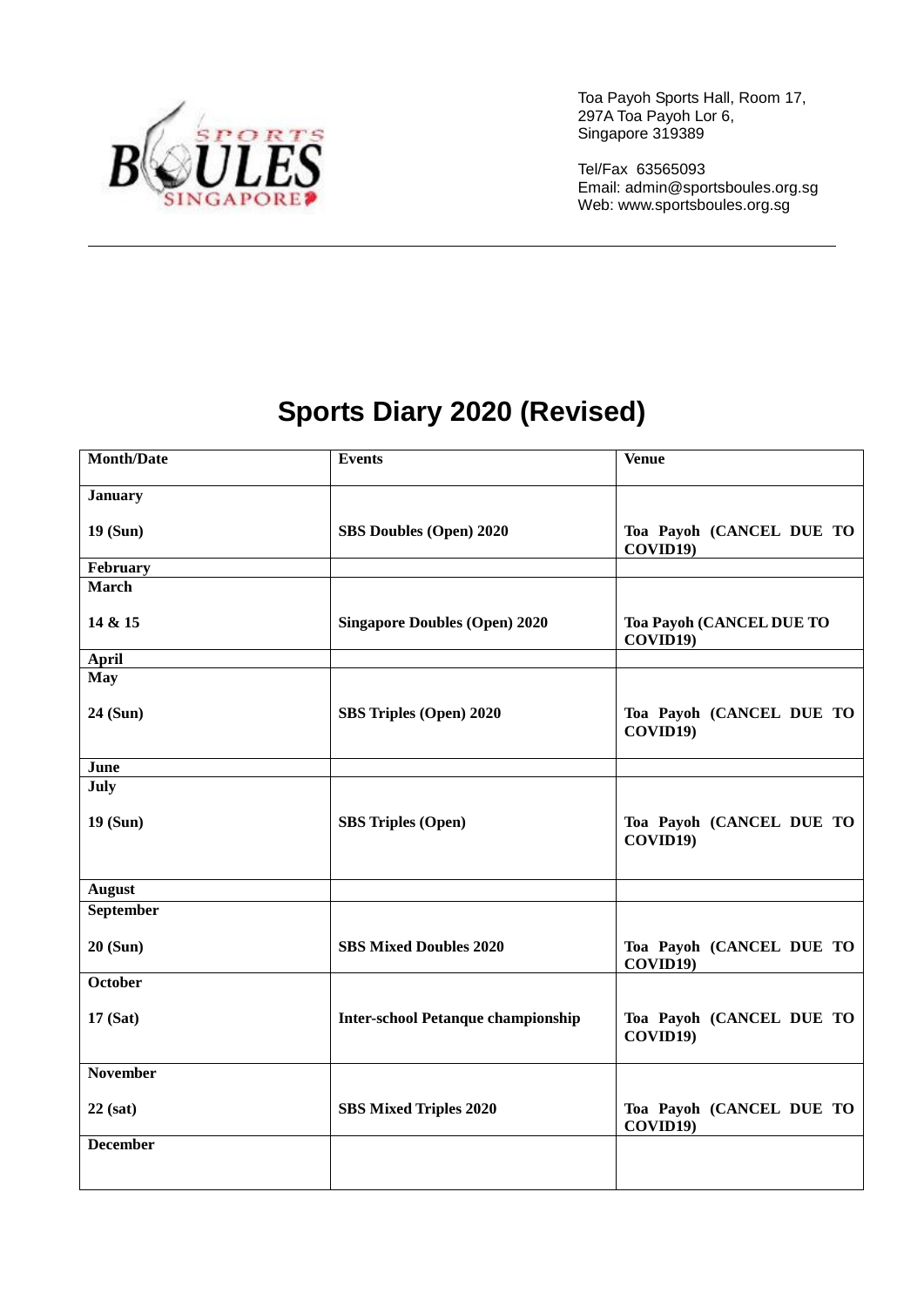Toa Payoh Sports Hall, Room 17,
297A Toa Payoh Lor 6,
Singapore 319389

Tel/Fax 63565093
Email: admin@sportsboules.org.sg
Web: www.sportsboules.org.sg

# Sports Diary 2020 (Revised)

| Month/Date | Events | Venue |
|---|---|---|
| **January**<br><br>**19 (Sun)** | **SBS Doubles (Open) 2020** | **Toa Payoh (CANCEL DUE TO COVID19)** |
| **February** | | |
| **March**<br><br>**14 & 15** | **Singapore Doubles (Open) 2020** | **Toa Payoh (CANCEL DUE TO COVID19)** |
| **April** | | |
| **May**<br><br>**24 (Sun)** | **SBS Triples (Open) 2020** | **Toa Payoh (CANCEL DUE TO COVID19)** |
| **June** | | |
| **July**<br><br>**19 (Sun)** | **SBS Triples (Open)** | **Toa Payoh (CANCEL DUE TO COVID19)** |
| **August** | | |
| **September**<br><br>**20 (Sun)** | **SBS Mixed Doubles 2020** | **Toa Payoh (CANCEL DUE TO COVID19)** |
| **October**<br><br>**17 (Sat)** | **Inter-school Petanque championship** | **Toa Payoh (CANCEL DUE TO COVID19)** |
| **November**<br><br>**22 (sat)** | **SBS Mixed Triples 2020** | **Toa Payoh (CANCEL DUE TO COVID19)** |
| **December** | | |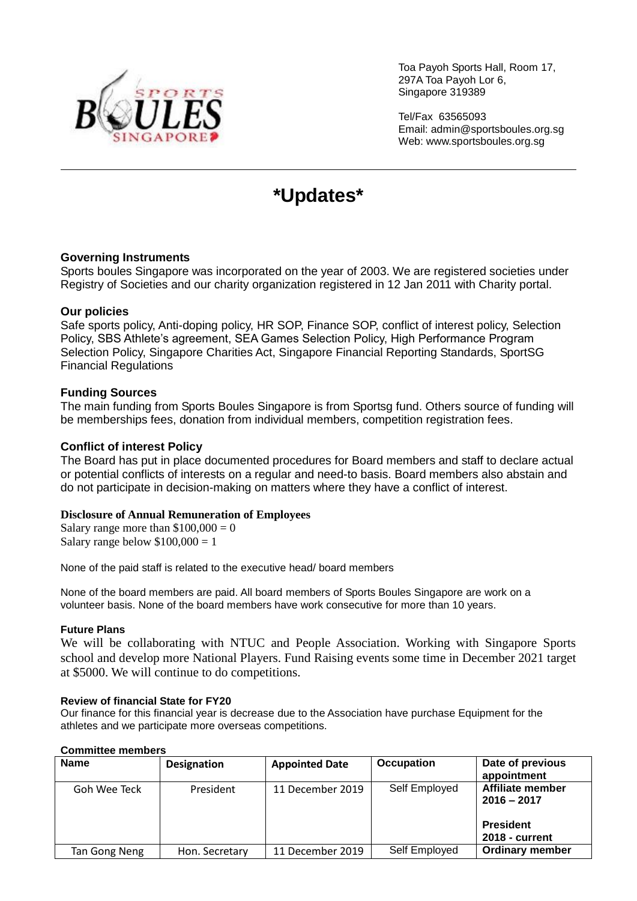Toa Payoh Sports Hall, Room 17,
297A Toa Payoh Lor 6,
Singapore 319389

Tel/Fax 63565093
Email: admin@sportsboules.org.sg
Web: www.sportsboules.org.sg

# *Updates*

### Governing Instruments

Sports boules Singapore was incorporated on the year of 2003. We are registered societies under Registry of Societies and our charity organization registered in 12 Jan 2011 with Charity portal.

### Our policies

Safe sports policy, Anti-doping policy, HR SOP, Finance SOP, conflict of interest policy, Selection Policy, SBS Athlete's agreement, SEA Games Selection Policy, High Performance Program Selection Policy, Singapore Charities Act, Singapore Financial Reporting Standards, SportSG Financial Regulations

### Funding Sources

The main funding from Sports Boules Singapore is from Sportsg fund. Others source of funding will be memberships fees, donation from individual members, competition registration fees.

### Conflict of interest Policy

The Board has put in place documented procedures for Board members and staff to declare actual or potential conflicts of interests on a regular and need-to basis. Board members also abstain and do not participate in decision-making on matters where they have a conflict of interest.

### Disclosure of Annual Remuneration of Employees

Salary range more than $100,000 = 0
Salary range below $100,000 = 1

None of the paid staff is related to the executive head/ board members

None of the board members are paid. All board members of Sports Boules Singapore are work on a volunteer basis. None of the board members have work consecutive for more than 10 years.

### Future Plans

We will be collaborating with NTUC and People Association. Working with Singapore Sports school and develop more National Players. Fund Raising events some time in December 2021 target at $5000. We will continue to do competitions.

### Review of financial State for FY20

Our finance for this financial year is decrease due to the Association have purchase Equipment for the athletes and we participate more overseas competitions.

### Committee members

| Name | Designation | Appointed Date | Occupation | Date of previous appointment |
|---|---|---|---|---|
| Goh Wee Teck | President | 11 December 2019 | Self Employed | **Affiliate member 2016 – 2017**<br><br>**President 2018 - current** |
| Tan Gong Neng | Hon. Secretary | 11 December 2019 | Self Employed | **Ordinary member** |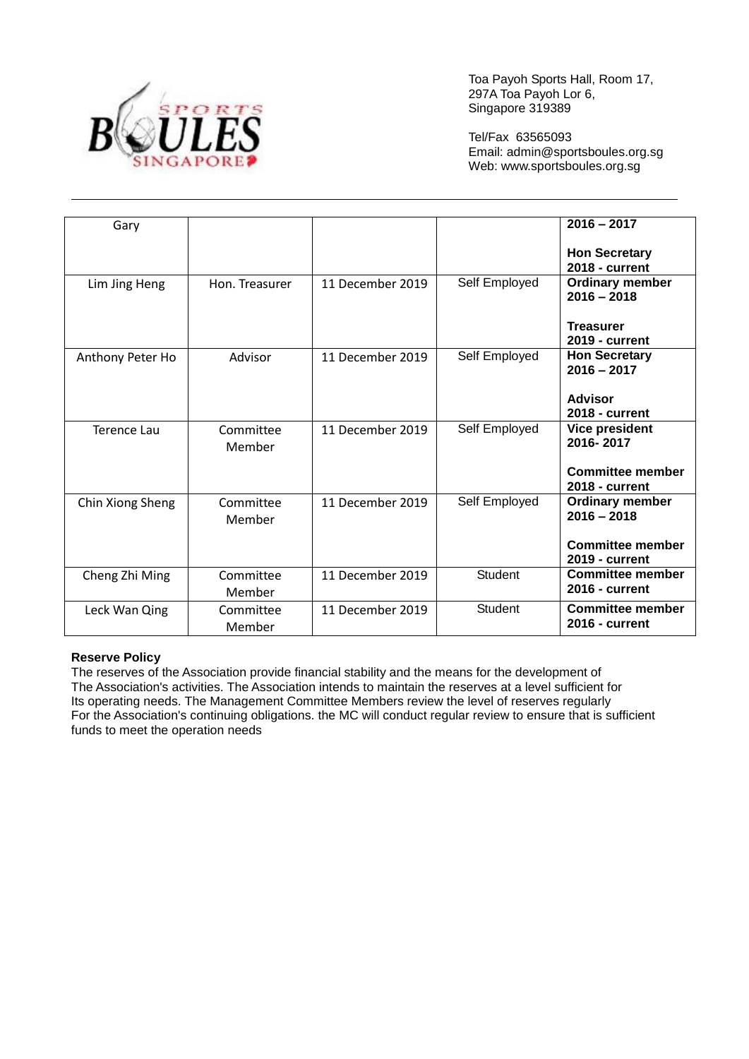Toa Payoh Sports Hall, Room 17,
297A Toa Payoh Lor 6,
Singapore 319389

Tel/Fax 63565093
Email: admin@sportsboules.org.sg
Web: www.sportsboules.org.sg

| | | | | |
|---|---|---|---|---|
| Gary | | | | **2016 – 2017**<br><br>**Hon Secretary**<br>**2018 - current** |
| Lim Jing Heng | Hon. Treasurer | 11 December 2019 | Self Employed | **Ordinary member**<br>**2016 – 2018**<br><br>**Treasurer**<br>**2019 - current** |
| Anthony Peter Ho | Advisor | 11 December 2019 | Self Employed | **Hon Secretary**<br>**2016 – 2017**<br><br>**Advisor**<br>**2018 - current** |
| Terence Lau | Committee Member | 11 December 2019 | Self Employed | **Vice president**<br>**2016- 2017**<br><br>**Committee member**<br>**2018 - current** |
| Chin Xiong Sheng | Committee Member | 11 December 2019 | Self Employed | **Ordinary member**<br>**2016 – 2018**<br><br>**Committee member**<br>**2019 - current** |
| Cheng Zhi Ming | Committee Member | 11 December 2019 | Student | **Committee member**<br>**2016 - current** |
| Leck Wan Qing | Committee Member | 11 December 2019 | Student | **Committee member**<br>**2016 - current** |

**Reserve Policy**

The reserves of the Association provide financial stability and the means for the development of The Association's activities. The Association intends to maintain the reserves at a level sufficient for Its operating needs. The Management Committee Members review the level of reserves regularly For the Association's continuing obligations. the MC will conduct regular review to ensure that is sufficient funds to meet the operation needs